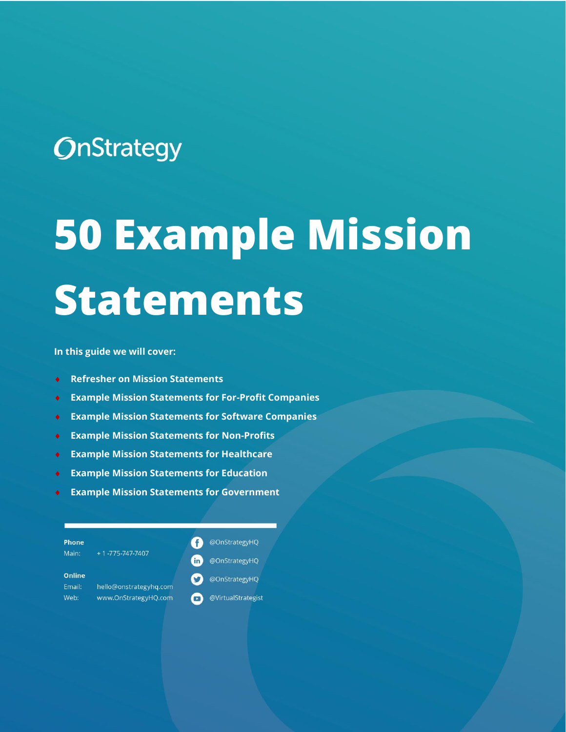OnStrategy

# 50 Example Mission Statements

**In this guide we will cover:**

- **Refresher on Mission Statements**
- **Example Mission Statements for For-Profit Companies**
- **Example Mission Statements for Software Companies**
- **Example Mission Statements for Non-Profits**
- **Example Mission Statements for Healthcare**
- **Example Mission Statements for Education**
- **Example Mission Statements for Government**

**Phone**
Main: + 1 -775-747-7407

**Online**
Email: hello@onstrategyhq.com
Web: www.OnStrategyHQ.com

@OnStrategyHQ
@OnStrategyHQ
@OnStrategyHQ
@VirtualStrategist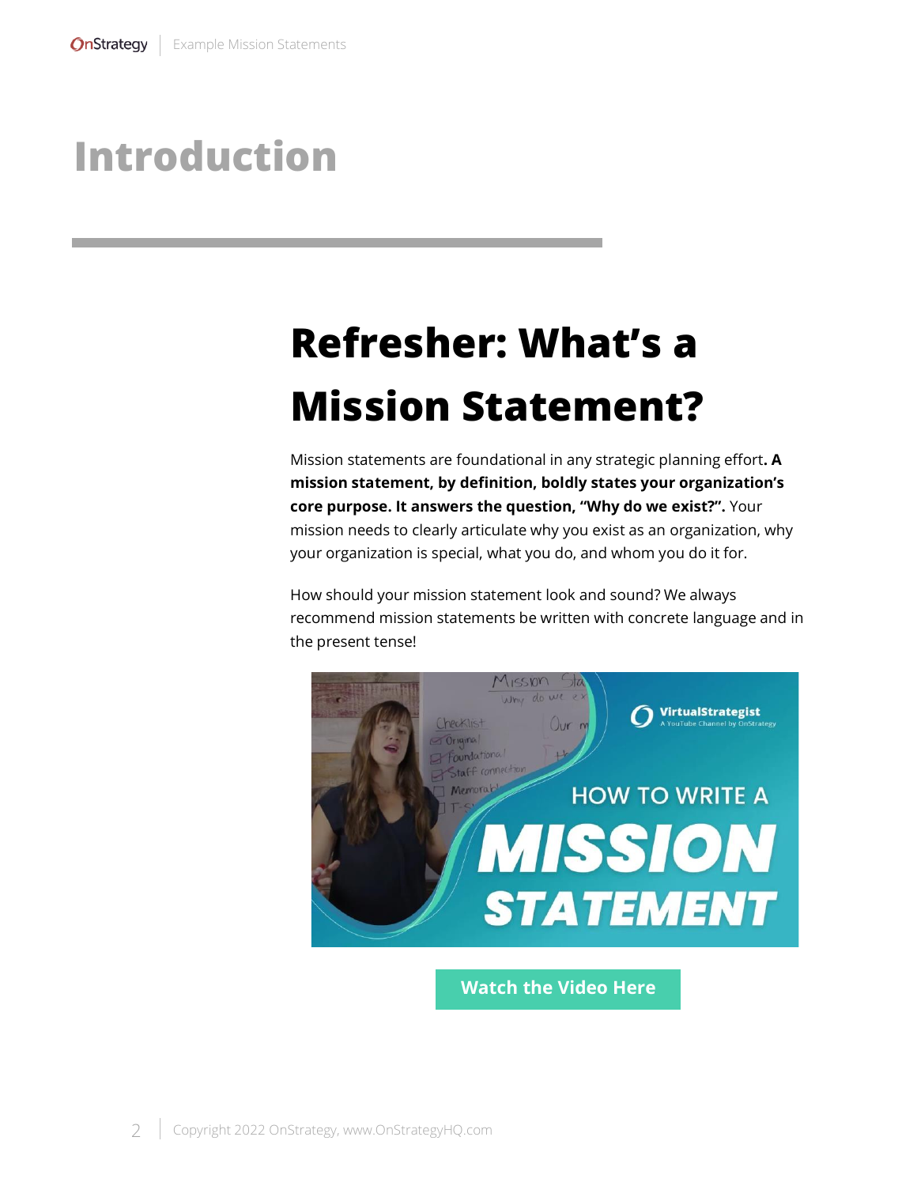# Introduction

## Refresher: What's a Mission Statement?

Mission statements are foundational in any strategic planning effort**. A mission statement, by definition, boldly states your organization's core purpose. It answers the question, "Why do we exist?".** Your mission needs to clearly articulate why you exist as an organization, why your organization is special, what you do, and whom you do it for.

How should your mission statement look and sound? We always recommend mission statements be written with concrete language and in the present tense!

**Watch the Video Here**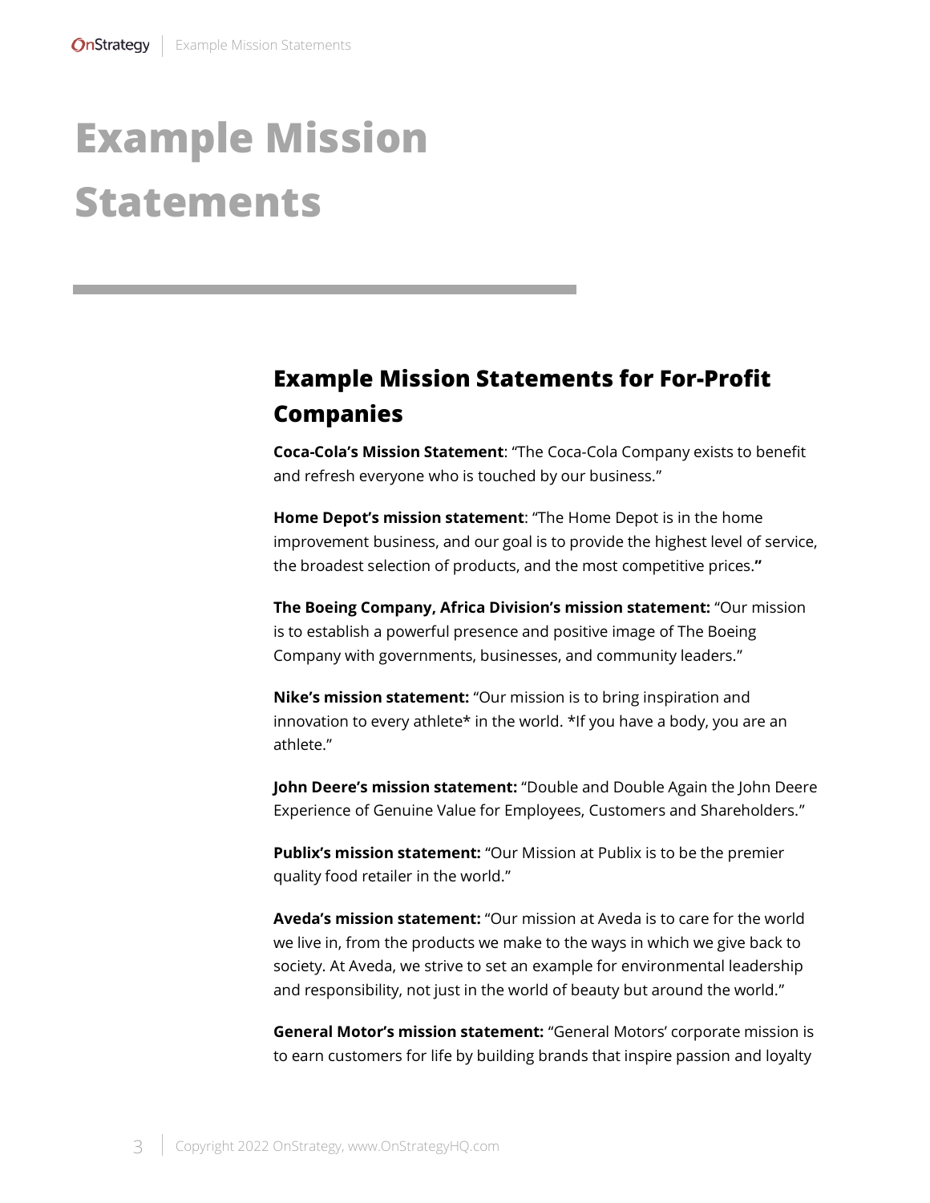# Example Mission Statements

## Example Mission Statements for For-Profit Companies

**Coca-Cola's Mission Statement**: "The Coca-Cola Company exists to benefit and refresh everyone who is touched by our business."

**Home Depot's mission statement**: "The Home Depot is in the home improvement business, and our goal is to provide the highest level of service, the broadest selection of products, and the most competitive prices.**"**

**The Boeing Company, Africa Division's mission statement:** "Our mission is to establish a powerful presence and positive image of The Boeing Company with governments, businesses, and community leaders."

**Nike's mission statement:** "Our mission is to bring inspiration and innovation to every athlete* in the world. *If you have a body, you are an athlete."

**John Deere's mission statement:** "Double and Double Again the John Deere Experience of Genuine Value for Employees, Customers and Shareholders."

**Publix's mission statement:** "Our Mission at Publix is to be the premier quality food retailer in the world."

**Aveda's mission statement:** "Our mission at Aveda is to care for the world we live in, from the products we make to the ways in which we give back to society. At Aveda, we strive to set an example for environmental leadership and responsibility, not just in the world of beauty but around the world."

**General Motor's mission statement:** "General Motors' corporate mission is to earn customers for life by building brands that inspire passion and loyalty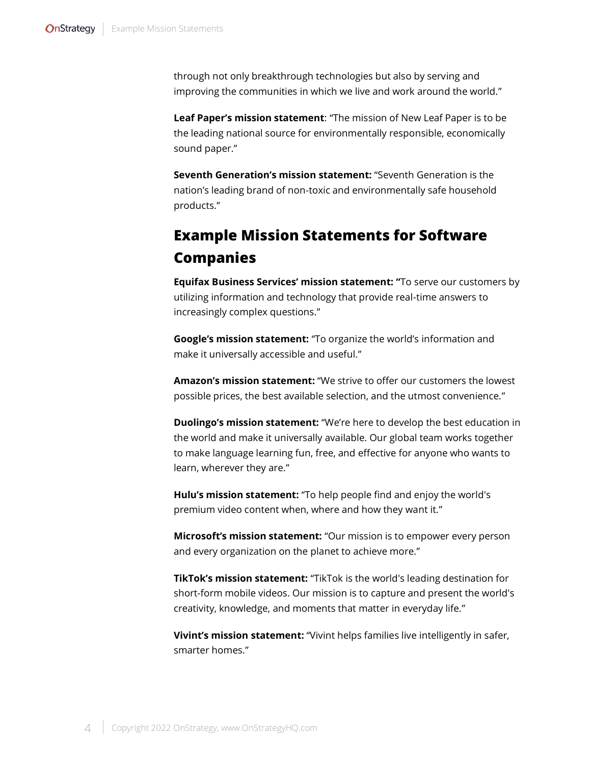through not only breakthrough technologies but also by serving and improving the communities in which we live and work around the world."

**Leaf Paper's mission statement**: "The mission of New Leaf Paper is to be the leading national source for environmentally responsible, economically sound paper."

**Seventh Generation's mission statement:** "Seventh Generation is the nation's leading brand of non-toxic and environmentally safe household products."

## Example Mission Statements for Software Companies

**Equifax Business Services' mission statement: "**To serve our customers by utilizing information and technology that provide real-time answers to increasingly complex questions."

**Google's mission statement:** "To organize the world's information and make it universally accessible and useful."

**Amazon's mission statement:** "We strive to offer our customers the lowest possible prices, the best available selection, and the utmost convenience."

**Duolingo's mission statement:** "We're here to develop the best education in the world and make it universally available. Our global team works together to make language learning fun, free, and effective for anyone who wants to learn, wherever they are."

**Hulu's mission statement:** "To help people find and enjoy the world's premium video content when, where and how they want it."

**Microsoft's mission statement:** "Our mission is to empower every person and every organization on the planet to achieve more."

**TikTok's mission statement:** "TikTok is the world's leading destination for short-form mobile videos. Our mission is to capture and present the world's creativity, knowledge, and moments that matter in everyday life."

**Vivint's mission statement:** "Vivint helps families live intelligently in safer, smarter homes."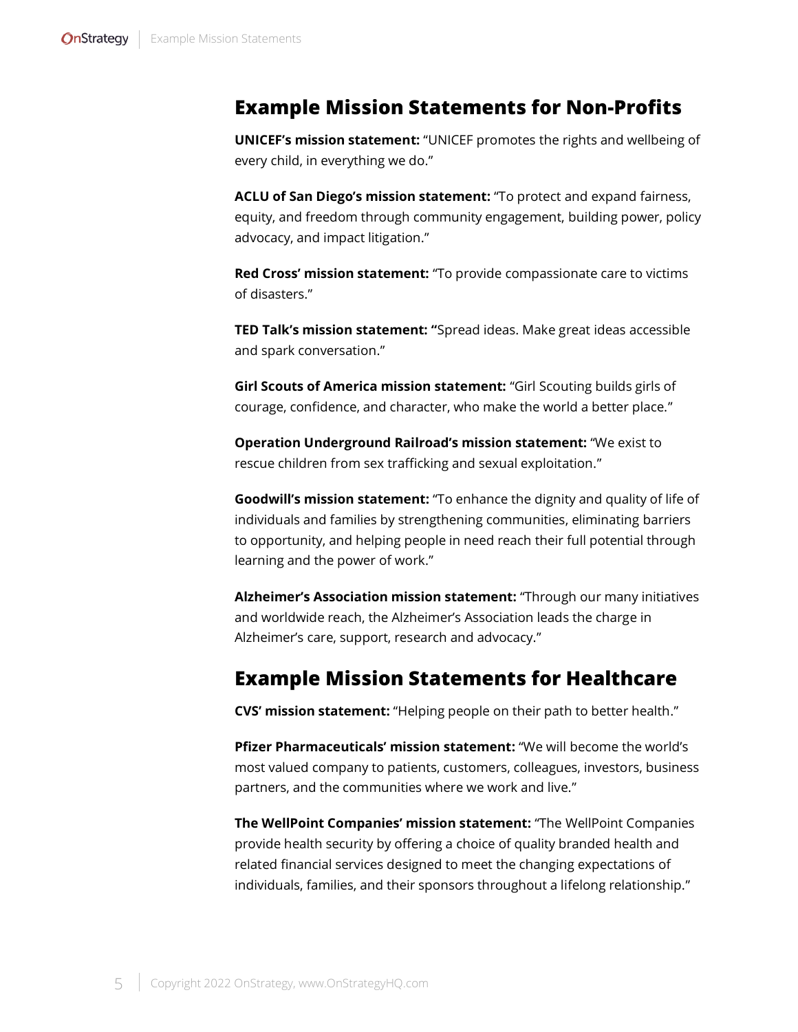## Example Mission Statements for Non-Profits

**UNICEF's mission statement:** "UNICEF promotes the rights and wellbeing of every child, in everything we do."

**ACLU of San Diego's mission statement:** "To protect and expand fairness, equity, and freedom through community engagement, building power, policy advocacy, and impact litigation."

**Red Cross' mission statement:** "To provide compassionate care to victims of disasters."

**TED Talk's mission statement: "**Spread ideas. Make great ideas accessible and spark conversation."

**Girl Scouts of America mission statement:** "Girl Scouting builds girls of courage, confidence, and character, who make the world a better place."

**Operation Underground Railroad's mission statement:** "We exist to rescue children from sex trafficking and sexual exploitation."

**Goodwill's mission statement:** "To enhance the dignity and quality of life of individuals and families by strengthening communities, eliminating barriers to opportunity, and helping people in need reach their full potential through learning and the power of work."

**Alzheimer's Association mission statement:** "Through our many initiatives and worldwide reach, the Alzheimer's Association leads the charge in Alzheimer's care, support, research and advocacy."

## Example Mission Statements for Healthcare

**CVS' mission statement:** "Helping people on their path to better health."

**Pfizer Pharmaceuticals' mission statement:** "We will become the world's most valued company to patients, customers, colleagues, investors, business partners, and the communities where we work and live."

**The WellPoint Companies' mission statement:** "The WellPoint Companies provide health security by offering a choice of quality branded health and related financial services designed to meet the changing expectations of individuals, families, and their sponsors throughout a lifelong relationship."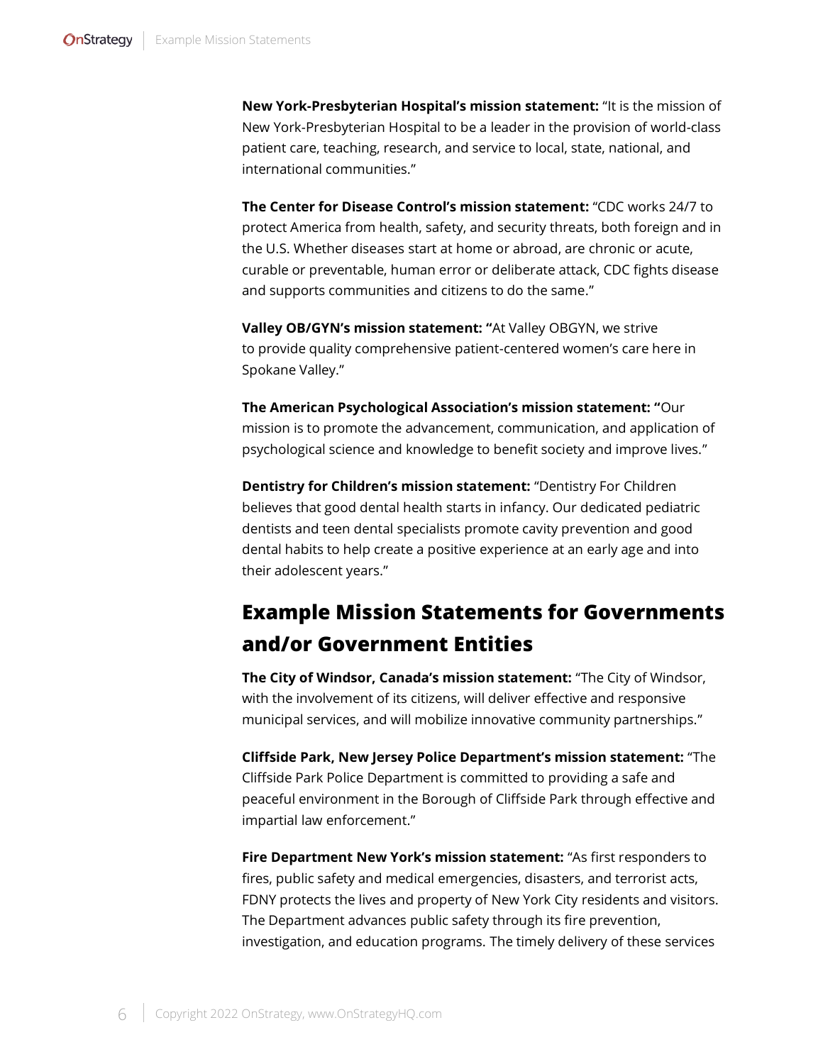**New York-Presbyterian Hospital's mission statement:** "It is the mission of New York-Presbyterian Hospital to be a leader in the provision of world-class patient care, teaching, research, and service to local, state, national, and international communities."

**The Center for Disease Control's mission statement:** "CDC works 24/7 to protect America from health, safety, and security threats, both foreign and in the U.S. Whether diseases start at home or abroad, are chronic or acute, curable or preventable, human error or deliberate attack, CDC fights disease and supports communities and citizens to do the same."

**Valley OB/GYN's mission statement: "**At Valley OBGYN, we strive to provide quality comprehensive patient-centered women's care here in Spokane Valley."

**The American Psychological Association's mission statement: "**Our mission is to promote the advancement, communication, and application of psychological science and knowledge to benefit society and improve lives."

**Dentistry for Children's mission statement:** "Dentistry For Children believes that good dental health starts in infancy. Our dedicated pediatric dentists and teen dental specialists promote cavity prevention and good dental habits to help create a positive experience at an early age and into their adolescent years."

## Example Mission Statements for Governments and/or Government Entities

**The City of Windsor, Canada's mission statement:** "The City of Windsor, with the involvement of its citizens, will deliver effective and responsive municipal services, and will mobilize innovative community partnerships."

**Cliffside Park, New Jersey Police Department's mission statement:** "The Cliffside Park Police Department is committed to providing a safe and peaceful environment in the Borough of Cliffside Park through effective and impartial law enforcement."

**Fire Department New York's mission statement:** "As first responders to fires, public safety and medical emergencies, disasters, and terrorist acts, FDNY protects the lives and property of New York City residents and visitors. The Department advances public safety through its fire prevention, investigation, and education programs. The timely delivery of these services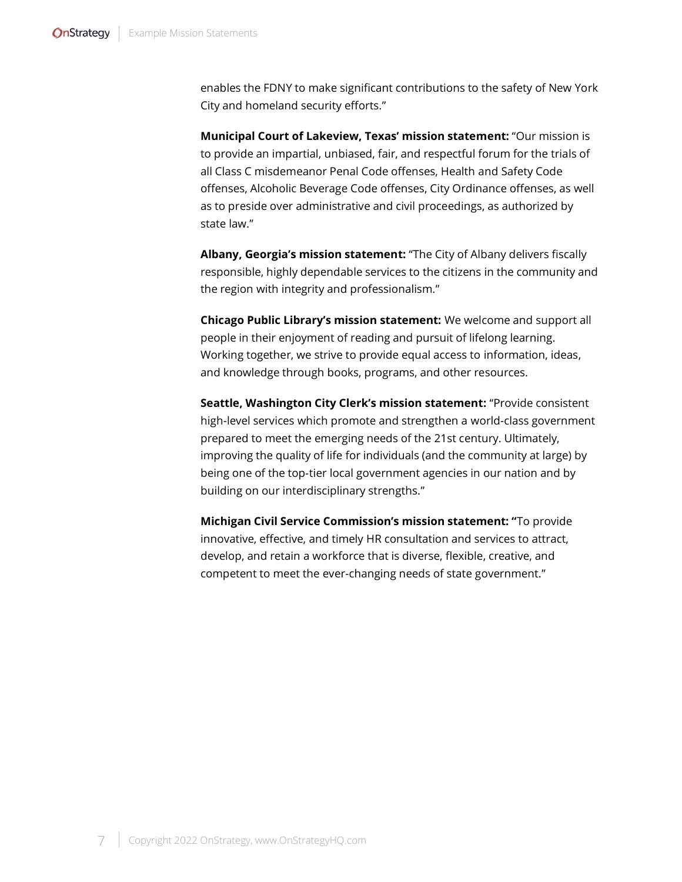enables the FDNY to make significant contributions to the safety of New York City and homeland security efforts."

**Municipal Court of Lakeview, Texas' mission statement:** "Our mission is to provide an impartial, unbiased, fair, and respectful forum for the trials of all Class C misdemeanor Penal Code offenses, Health and Safety Code offenses, Alcoholic Beverage Code offenses, City Ordinance offenses, as well as to preside over administrative and civil proceedings, as authorized by state law."

**Albany, Georgia's mission statement:** "The City of Albany delivers fiscally responsible, highly dependable services to the citizens in the community and the region with integrity and professionalism."

**Chicago Public Library's mission statement:** We welcome and support all people in their enjoyment of reading and pursuit of lifelong learning. Working together, we strive to provide equal access to information, ideas, and knowledge through books, programs, and other resources.

**Seattle, Washington City Clerk's mission statement:** "Provide consistent high-level services which promote and strengthen a world-class government prepared to meet the emerging needs of the 21st century. Ultimately, improving the quality of life for individuals (and the community at large) by being one of the top-tier local government agencies in our nation and by building on our interdisciplinary strengths."

**Michigan Civil Service Commission's mission statement: "**To provide innovative, effective, and timely HR consultation and services to attract, develop, and retain a workforce that is diverse, flexible, creative, and competent to meet the ever-changing needs of state government."